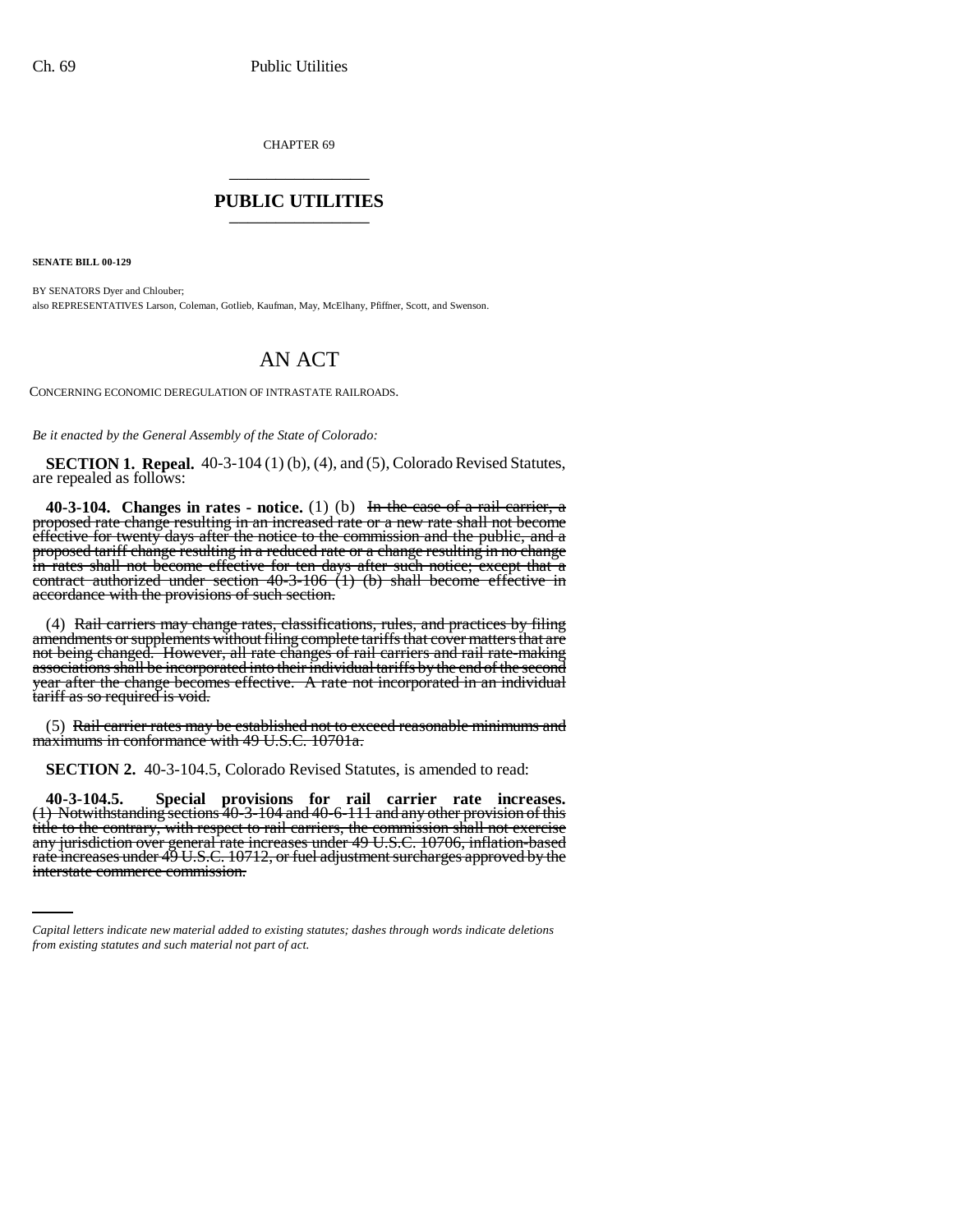CHAPTER 69

## PUBLIC UTILITIES

**SENATE BILL 00-129**

BY SENATORS Dyer and Chlouber;
also REPRESENTATIVES Larson, Coleman, Gotlieb, Kaufman, May, McElhany, Pfiffner, Scott, and Swenson.

# AN ACT

CONCERNING ECONOMIC DEREGULATION OF INTRASTATE RAILROADS.

*Be it enacted by the General Assembly of the State of Colorado:*

**SECTION 1. Repeal.** 40-3-104 (1) (b), (4), and (5), Colorado Revised Statutes, are repealed as follows:

**40-3-104. Changes in rates - notice.** (1) (b) ~~In the case of a rail carrier, a proposed rate change resulting in an increased rate or a new rate shall not become effective for twenty days after the notice to the commission and the public, and a proposed tariff change resulting in a reduced rate or a change resulting in no change in rates shall not become effective for ten days after such notice; except that a contract authorized under section 40-3-106 (1) (b) shall become effective in accordance with the provisions of such section.~~

(4) ~~Rail carriers may change rates, classifications, rules, and practices by filing amendments or supplements without filing complete tariffs that cover matters that are not being changed. However, all rate changes of rail carriers and rail rate-making associations shall be incorporated into their individual tariffs by the end of the second year after the change becomes effective. A rate not incorporated in an individual tariff as so required is void.~~

(5) ~~Rail carrier rates may be established not to exceed reasonable minimums and maximums in conformance with 49 U.S.C. 10701a.~~

**SECTION 2.** 40-3-104.5, Colorado Revised Statutes, is amended to read:

**40-3-104.5. Special provisions for rail carrier rate increases.** ~~(1) Notwithstanding sections 40-3-104 and 40-6-111 and any other provision of this title to the contrary, with respect to rail carriers, the commission shall not exercise any jurisdiction over general rate increases under 49 U.S.C. 10706, inflation-based rate increases under 49 U.S.C. 10712, or fuel adjustment surcharges approved by the interstate commerce commission.~~

*Capital letters indicate new material added to existing statutes; dashes through words indicate deletions from existing statutes and such material not part of act.*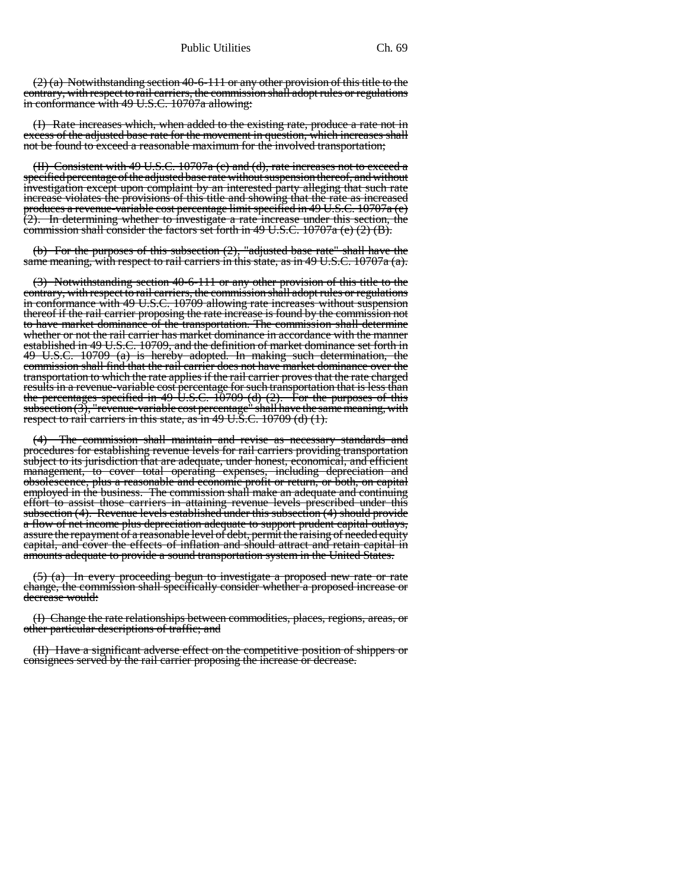~~(2) (a) Notwithstanding section 40-6-111 or any other provision of this title to the contrary, with respect to rail carriers, the commission shall adopt rules or regulations in conformance with 49 U.S.C. 10707a allowing:~~

~~(I) Rate increases which, when added to the existing rate, produce a rate not in excess of the adjusted base rate for the movement in question, which increases shall not be found to exceed a reasonable maximum for the involved transportation;~~

~~(II) Consistent with 49 U.S.C. 10707a (e) and (d), rate increases not to exceed a specified percentage of the adjusted base rate without suspension thereof, and without investigation except upon complaint by an interested party alleging that such rate increase violates the provisions of this title and showing that the rate as increased produces a revenue-variable cost percentage limit specified in 49 U.S.C. 10707a (e) (2). In determining whether to investigate a rate increase under this section, the commission shall consider the factors set forth in 49 U.S.C. 10707a (e) (2) (B).~~

~~(b) For the purposes of this subsection (2), "adjusted base rate" shall have the same meaning, with respect to rail carriers in this state, as in 49 U.S.C. 10707a (a).~~

~~(3) Notwithstanding section 40-6-111 or any other provision of this title to the contrary, with respect to rail carriers, the commission shall adopt rules or regulations in conformance with 49 U.S.C. 10709 allowing rate increases without suspension thereof if the rail carrier proposing the rate increase is found by the commission not to have market dominance of the transportation. The commission shall determine whether or not the rail carrier has market dominance in accordance with the manner established in 49 U.S.C. 10709, and the definition of market dominance set forth in 49 U.S.C. 10709 (a) is hereby adopted. In making such determination, the commission shall find that the rail carrier does not have market dominance over the transportation to which the rate applies if the rail carrier proves that the rate charged results in a revenue-variable cost percentage for such transportation that is less than the percentages specified in 49 U.S.C. 10709 (d) (2). For the purposes of this subsection (3), "revenue-variable cost percentage" shall have the same meaning, with respect to rail carriers in this state, as in 49 U.S.C. 10709 (d) (1).~~

~~(4) The commission shall maintain and revise as necessary standards and procedures for establishing revenue levels for rail carriers providing transportation subject to its jurisdiction that are adequate, under honest, economical, and efficient management, to cover total operating expenses, including depreciation and obsolescence, plus a reasonable and economic profit or return, or both, on capital employed in the business. The commission shall make an adequate and continuing effort to assist those carriers in attaining revenue levels prescribed under this subsection (4). Revenue levels established under this subsection (4) should provide a flow of net income plus depreciation adequate to support prudent capital outlays, assure the repayment of a reasonable level of debt, permit the raising of needed equity capital, and cover the effects of inflation and should attract and retain capital in amounts adequate to provide a sound transportation system in the United States.~~

~~(5) (a) In every proceeding begun to investigate a proposed new rate or rate change, the commission shall specifically consider whether a proposed increase or decrease would:~~

~~(I) Change the rate relationships between commodities, places, regions, areas, or other particular descriptions of traffic; and~~

~~(II) Have a significant adverse effect on the competitive position of shippers or consignees served by the rail carrier proposing the increase or decrease.~~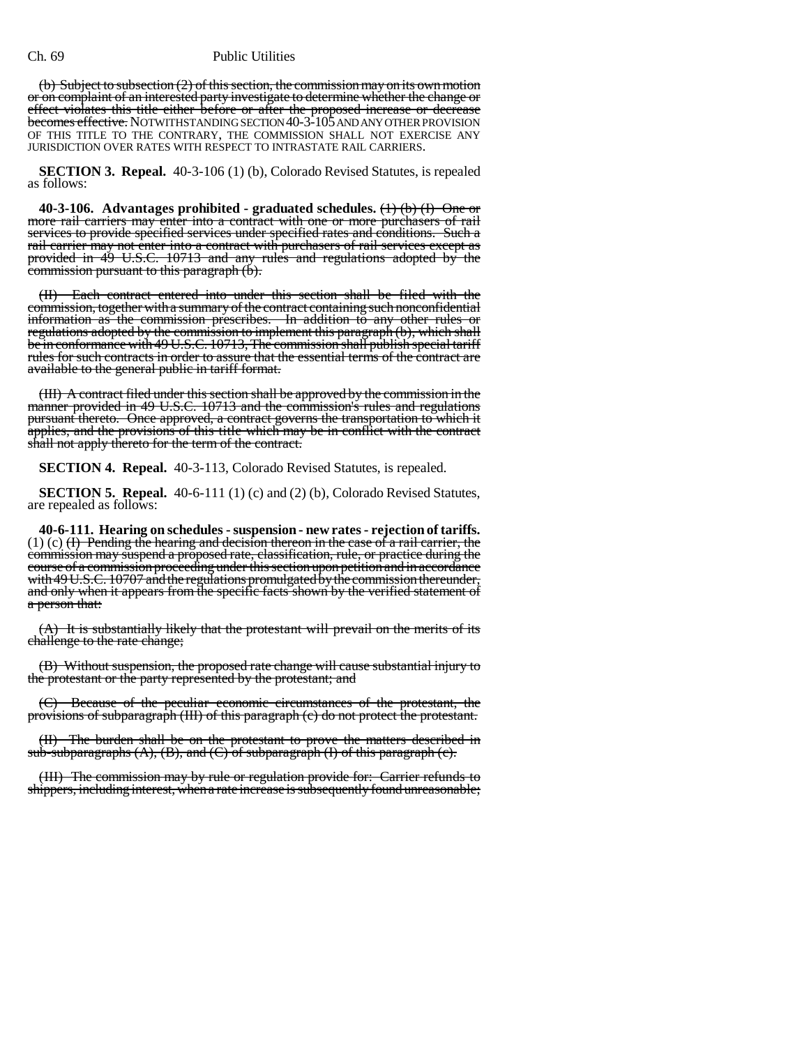(b) ~~Subject to subsection (2) of this section, the commission may on its own motion or on complaint of an interested party investigate to determine whether the change or effect violates this title either before or after the proposed increase or decrease becomes effective.~~ NOTWITHSTANDING SECTION 40-3-105 AND ANY OTHER PROVISION OF THIS TITLE TO THE CONTRARY, THE COMMISSION SHALL NOT EXERCISE ANY JURISDICTION OVER RATES WITH RESPECT TO INTRASTATE RAIL CARRIERS.

**SECTION 3. Repeal.** 40-3-106 (1) (b), Colorado Revised Statutes, is repealed as follows:

**40-3-106. Advantages prohibited - graduated schedules.** ~~(1) (b) (I) One or more rail carriers may enter into a contract with one or more purchasers of rail services to provide specified services under specified rates and conditions. Such a rail carrier may not enter into a contract with purchasers of rail services except as provided in 49 U.S.C. 10713 and any rules and regulations adopted by the commission pursuant to this paragraph (b).~~

~~(II) Each contract entered into under this section shall be filed with the commission, together with a summary of the contract containing such nonconfidential information as the commission prescribes. In addition to any other rules or regulations adopted by the commission to implement this paragraph (b), which shall be in conformance with 49 U.S.C. 10713, The commission shall publish special tariff rules for such contracts in order to assure that the essential terms of the contract are available to the general public in tariff format.~~

~~(III) A contract filed under this section shall be approved by the commission in the manner provided in 49 U.S.C. 10713 and the commission's rules and regulations pursuant thereto. Once approved, a contract governs the transportation to which it applies, and the provisions of this title which may be in conflict with the contract shall not apply thereto for the term of the contract.~~

**SECTION 4. Repeal.** 40-3-113, Colorado Revised Statutes, is repealed.

**SECTION 5. Repeal.** 40-6-111 (1) (c) and (2) (b), Colorado Revised Statutes, are repealed as follows:

**40-6-111. Hearing on schedules - suspension - new rates - rejection of tariffs.** (1) (c) ~~(I) Pending the hearing and decision thereon in the case of a rail carrier, the commission may suspend a proposed rate, classification, rule, or practice during the course of a commission proceeding under this section upon petition and in accordance with 49 U.S.C. 10707 and the regulations promulgated by the commission thereunder, and only when it appears from the specific facts shown by the verified statement of a person that:~~

~~(A) It is substantially likely that the protestant will prevail on the merits of its challenge to the rate change;~~

~~(B) Without suspension, the proposed rate change will cause substantial injury to the protestant or the party represented by the protestant; and~~

~~(C) Because of the peculiar economic circumstances of the protestant, the provisions of subparagraph (III) of this paragraph (c) do not protect the protestant.~~

~~(II) The burden shall be on the protestant to prove the matters described in sub-subparagraphs (A), (B), and (C) of subparagraph (I) of this paragraph (c).~~

~~(III) The commission may by rule or regulation provide for: Carrier refunds to shippers, including interest, when a rate increase is subsequently found unreasonable;~~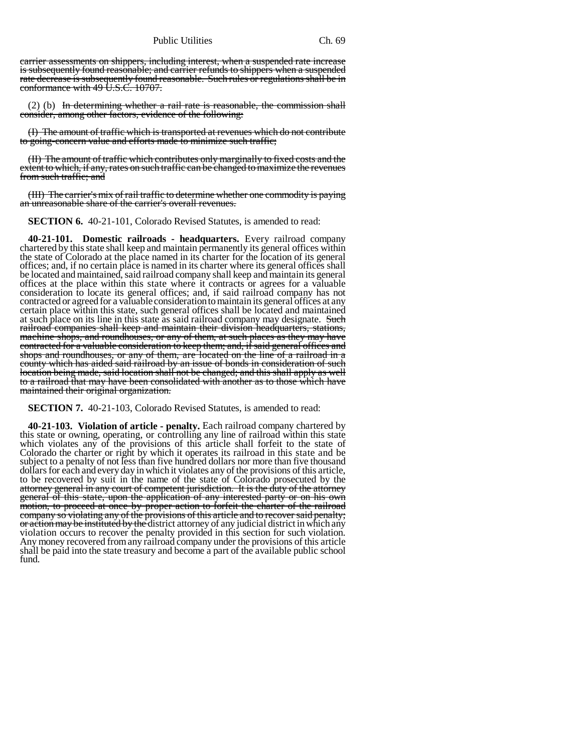~~carrier assessments on shippers, including interest, when a suspended rate increase is subsequently found reasonable; and carrier refunds to shippers when a suspended rate decrease is subsequently found reasonable. Such rules or regulations shall be in conformance with 49 U.S.C. 10707.~~

(2) (b) ~~In determining whether a rail rate is reasonable, the commission shall consider, among other factors, evidence of the following:~~

~~(I) The amount of traffic which is transported at revenues which do not contribute to going-concern value and efforts made to minimize such traffic;~~

~~(II) The amount of traffic which contributes only marginally to fixed costs and the extent to which, if any, rates on such traffic can be changed to maximize the revenues from such traffic; and~~

~~(III) The carrier's mix of rail traffic to determine whether one commodity is paying an unreasonable share of the carrier's overall revenues.~~

**SECTION 6.** 40-21-101, Colorado Revised Statutes, is amended to read:

**40-21-101. Domestic railroads - headquarters.** Every railroad company chartered by this state shall keep and maintain permanently its general offices within the state of Colorado at the place named in its charter for the location of its general offices; and, if no certain place is named in its charter where its general offices shall be located and maintained, said railroad company shall keep and maintain its general offices at the place within this state where it contracts or agrees for a valuable consideration to locate its general offices; and, if said railroad company has not contracted or agreed for a valuable consideration to maintain its general offices at any certain place within this state, such general offices shall be located and maintained at such place on its line in this state as said railroad company may designate. ~~Such railroad companies shall keep and maintain their division headquarters, stations, machine shops, and roundhouses, or any of them, at such places as they may have contracted for a valuable consideration to keep them; and, if said general offices and shops and roundhouses, or any of them, are located on the line of a railroad in a county which has aided said railroad by an issue of bonds in consideration of such location being made, said location shall not be changed; and this shall apply as well to a railroad that may have been consolidated with another as to those which have maintained their original organization.~~

**SECTION 7.** 40-21-103, Colorado Revised Statutes, is amended to read:

**40-21-103. Violation of article - penalty.** Each railroad company chartered by this state or owning, operating, or controlling any line of railroad within this state which violates any of the provisions of this article shall forfeit to the state of Colorado the charter or right by which it operates its railroad in this state and be subject to a penalty of not less than five hundred dollars nor more than five thousand dollars for each and every day in which it violates any of the provisions of this article, to be recovered by suit in the name of the state of Colorado prosecuted by the ~~attorney general in any court of competent jurisdiction. It is the duty of the attorney general of this state, upon the application of any interested party or on his own motion, to proceed at once by proper action to forfeit the charter of the railroad company so violating any of the provisions of this article and to recover said penalty; or action may be instituted by the~~ district attorney of any judicial district in which any violation occurs to recover the penalty provided in this section for such violation. Any money recovered from any railroad company under the provisions of this article shall be paid into the state treasury and become a part of the available public school fund.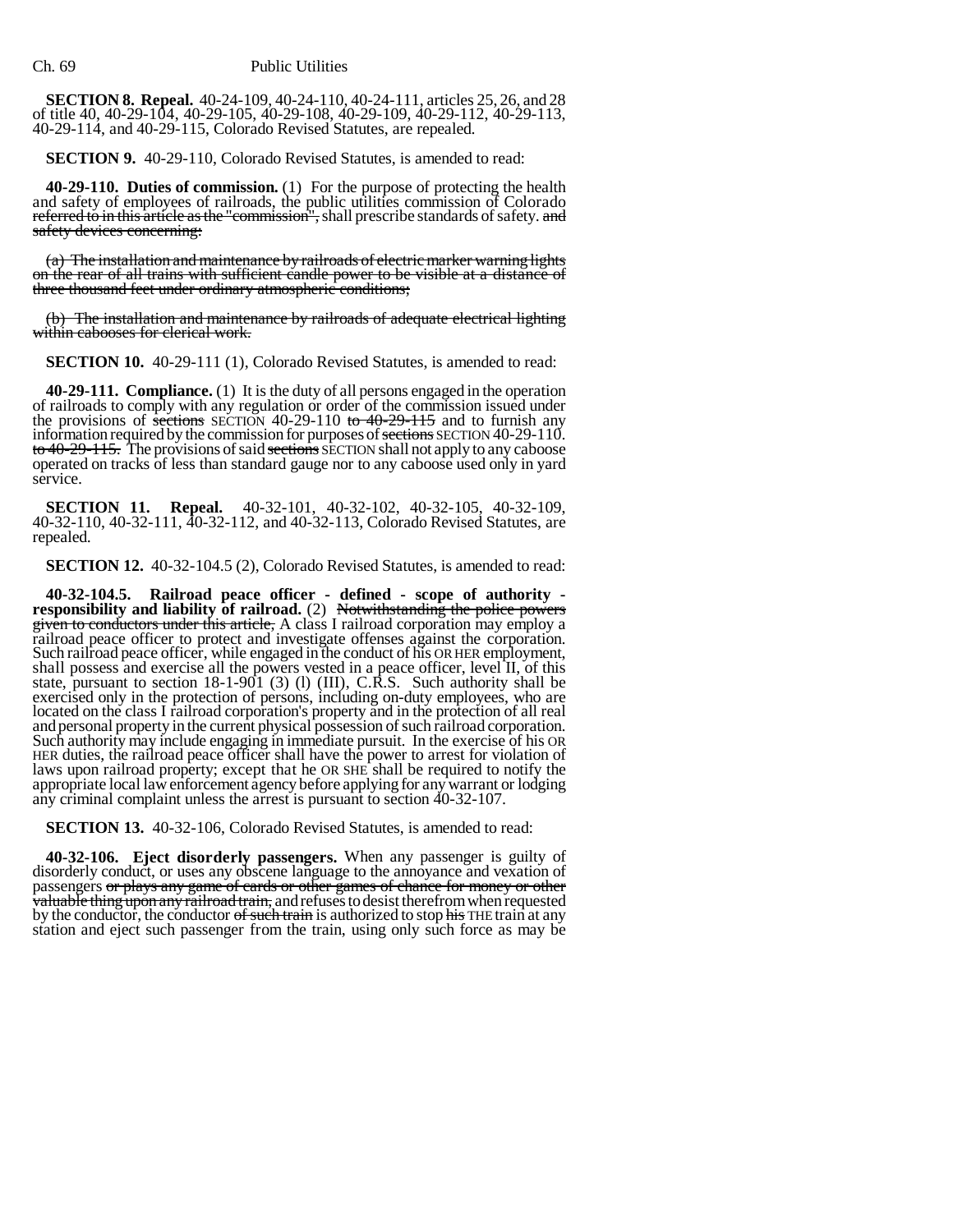**SECTION 8. Repeal.** 40-24-109, 40-24-110, 40-24-111, articles 25, 26, and 28 of title 40, 40-29-104, 40-29-105, 40-29-108, 40-29-109, 40-29-112, 40-29-113, 40-29-114, and 40-29-115, Colorado Revised Statutes, are repealed.

**SECTION 9.** 40-29-110, Colorado Revised Statutes, is amended to read:

**40-29-110. Duties of commission.** (1) For the purpose of protecting the health and safety of employees of railroads, the public utilities commission of Colorado ~~referred to in this article as the "commission",~~ shall prescribe standards of safety. ~~and safety devices concerning:~~

~~(a) The installation and maintenance by railroads of electric marker warning lights on the rear of all trains with sufficient candle power to be visible at a distance of three thousand feet under ordinary atmospheric conditions;~~

~~(b) The installation and maintenance by railroads of adequate electrical lighting within cabooses for clerical work.~~

**SECTION 10.** 40-29-111 (1), Colorado Revised Statutes, is amended to read:

**40-29-111. Compliance.** (1) It is the duty of all persons engaged in the operation of railroads to comply with any regulation or order of the commission issued under the provisions of ~~sections~~ SECTION 40-29-110 ~~to 40-29-115~~ and to furnish any information required by the commission for purposes of ~~sections~~ SECTION 40-29-110. ~~to 40-29-115.~~ The provisions of said ~~sections~~ SECTION shall not apply to any caboose operated on tracks of less than standard gauge nor to any caboose used only in yard service.

**SECTION 11. Repeal.** 40-32-101, 40-32-102, 40-32-105, 40-32-109, 40-32-110, 40-32-111, 40-32-112, and 40-32-113, Colorado Revised Statutes, are repealed.

**SECTION 12.** 40-32-104.5 (2), Colorado Revised Statutes, is amended to read:

**40-32-104.5. Railroad peace officer - defined - scope of authority - responsibility and liability of railroad.** (2) ~~Notwithstanding the police powers given to conductors under this article,~~ A class I railroad corporation may employ a railroad peace officer to protect and investigate offenses against the corporation. Such railroad peace officer, while engaged in the conduct of his OR HER employment, shall possess and exercise all the powers vested in a peace officer, level II, of this state, pursuant to section 18-1-901 (3) (l) (III), C.R.S. Such authority shall be exercised only in the protection of persons, including on-duty employees, who are located on the class I railroad corporation's property and in the protection of all real and personal property in the current physical possession of such railroad corporation. Such authority may include engaging in immediate pursuit. In the exercise of his OR HER duties, the railroad peace officer shall have the power to arrest for violation of laws upon railroad property; except that he OR SHE shall be required to notify the appropriate local law enforcement agency before applying for any warrant or lodging any criminal complaint unless the arrest is pursuant to section 40-32-107.

**SECTION 13.** 40-32-106, Colorado Revised Statutes, is amended to read:

**40-32-106. Eject disorderly passengers.** When any passenger is guilty of disorderly conduct, or uses any obscene language to the annoyance and vexation of passengers ~~or plays any game of cards or other games of chance for money or other valuable thing upon any railroad train,~~ and refuses to desist therefrom when requested by the conductor, the conductor ~~of such train~~ is authorized to stop ~~his~~ THE train at any station and eject such passenger from the train, using only such force as may be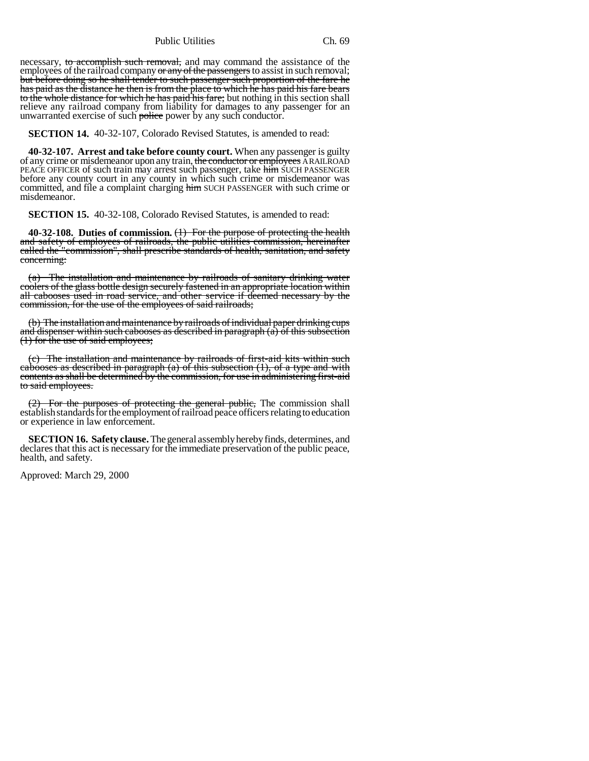necessary, ~~to accomplish such removal,~~ and may command the assistance of the employees of the railroad company ~~or any of the passengers~~ to assist in such removal; ~~but before doing so he shall tender to such passenger such proportion of the fare he has paid as the distance he then is from the place to which he has paid his fare bears to the whole distance for which he has paid his fare;~~ but nothing in this section shall relieve any railroad company from liability for damages to any passenger for an unwarranted exercise of such ~~police~~ power by any such conductor.

**SECTION 14.** 40-32-107, Colorado Revised Statutes, is amended to read:

**40-32-107. Arrest and take before county court.** When any passenger is guilty of any crime or misdemeanor upon any train, ~~the conductor or employees~~ A RAILROAD PEACE OFFICER of such train may arrest such passenger, take ~~him~~ SUCH PASSENGER before any county court in any county in which such crime or misdemeanor was committed, and file a complaint charging ~~him~~ SUCH PASSENGER with such crime or misdemeanor.

**SECTION 15.** 40-32-108, Colorado Revised Statutes, is amended to read:

**40-32-108. Duties of commission.** ~~(1) For the purpose of protecting the health and safety of employees of railroads, the public utilities commission, hereinafter called the "commission", shall prescribe standards of health, sanitation, and safety concerning:~~

~~(a) The installation and maintenance by railroads of sanitary drinking water coolers of the glass bottle design securely fastened in an appropriate location within all cabooses used in road service, and other service if deemed necessary by the commission, for the use of the employees of said railroads;~~

~~(b) The installation and maintenance by railroads of individual paper drinking cups and dispenser within such cabooses as described in paragraph (a) of this subsection (1) for the use of said employees;~~

~~(c) The installation and maintenance by railroads of first-aid kits within such cabooses as described in paragraph (a) of this subsection (1), of a type and with contents as shall be determined by the commission, for use in administering first-aid to said employees.~~

~~(2) For the purposes of protecting the general public,~~ The commission shall establish standards for the employment of railroad peace officers relating to education or experience in law enforcement.

**SECTION 16. Safety clause.** The general assembly hereby finds, determines, and declares that this act is necessary for the immediate preservation of the public peace, health, and safety.

Approved: March 29, 2000